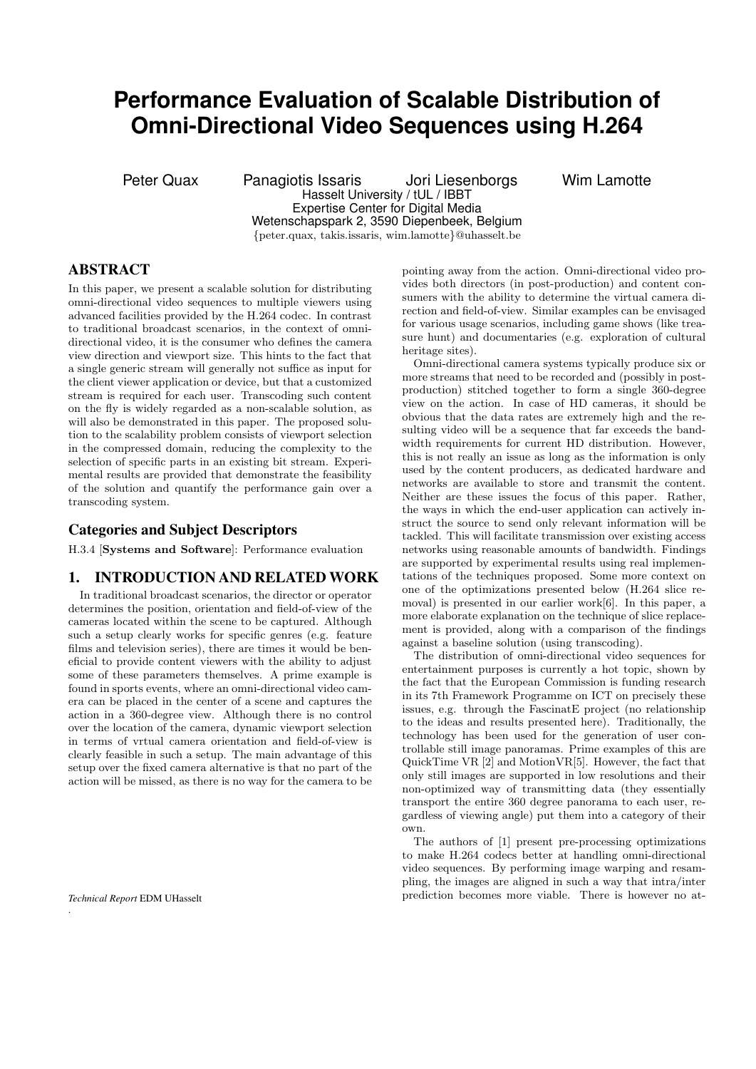# Performance Evaluation of Scalable Distribution of Omni-Directional Video Sequences using H.264

Peter Quax  Panagiotis Issaris  Jori Liesenborgs  Wim Lamotte

Hasselt University / tUL / IBBT
Expertise Center for Digital Media
Wetenschapspark 2, 3590 Diepenbeek, Belgium
{peter.quax, takis.issaris, wim.lamotte}@uhasselt.be

## ABSTRACT

In this paper, we present a scalable solution for distributing omni-directional video sequences to multiple viewers using advanced facilities provided by the H.264 codec. In contrast to traditional broadcast scenarios, in the context of omni-directional video, it is the consumer who defines the camera view direction and viewport size. This hints to the fact that a single generic stream will generally not suffice as input for the client viewer application or device, but that a customized stream is required for each user. Transcoding such content on the fly is widely regarded as a non-scalable solution, as will also be demonstrated in this paper. The proposed solution to the scalability problem consists of viewport selection in the compressed domain, reducing the complexity to the selection of specific parts in an existing bit stream. Experimental results are provided that demonstrate the feasibility of the solution and quantify the performance gain over a transcoding system.

## Categories and Subject Descriptors

H.3.4 [**Systems and Software**]: Performance evaluation

## 1. INTRODUCTION AND RELATED WORK

In traditional broadcast scenarios, the director or operator determines the position, orientation and field-of-view of the cameras located within the scene to be captured. Although such a setup clearly works for specific genres (e.g. feature films and television series), there are times it would be beneficial to provide content viewers with the ability to adjust some of these parameters themselves. A prime example is found in sports events, where an omni-directional video camera can be placed in the center of a scene and captures the action in a 360-degree view. Although there is no control over the location of the camera, dynamic viewport selection in terms of vrtual camera orientation and field-of-view is clearly feasible in such a setup. The main advantage of this setup over the fixed camera alternative is that no part of the action will be missed, as there is no way for the camera to be pointing away from the action. Omni-directional video provides both directors (in post-production) and content consumers with the ability to determine the virtual camera direction and field-of-view. Similar examples can be envisaged for various usage scenarios, including game shows (like treasure hunt) and documentaries (e.g. exploration of cultural heritage sites).

Omni-directional camera systems typically produce six or more streams that need to be recorded and (possibly in post-production) stitched together to form a single 360-degree view on the action. In case of HD cameras, it should be obvious that the data rates are extremely high and the resulting video will be a sequence that far exceeds the bandwidth requirements for current HD distribution. However, this is not really an issue as long as the information is only used by the content producers, as dedicated hardware and networks are available to store and transmit the content. Neither are these issues the focus of this paper. Rather, the ways in which the end-user application can actively instruct the source to send only relevant information will be tackled. This will facilitate transmission over existing access networks using reasonable amounts of bandwidth. Findings are supported by experimental results using real implementations of the techniques proposed. Some more context on one of the optimizations presented below (H.264 slice removal) is presented in our earlier work[6]. In this paper, a more elaborate explanation on the technique of slice replacement is provided, along with a comparison of the findings against a baseline solution (using transcoding).

The distribution of omni-directional video sequences for entertainment purposes is currently a hot topic, shown by the fact that the European Commission is funding research in its 7th Framework Programme on ICT on precisely these issues, e.g. through the FascinatE project (no relationship to the ideas and results presented here). Traditionally, the technology has been used for the generation of user controllable still image panoramas. Prime examples of this are QuickTime VR [2] and MotionVR[5]. However, the fact that only still images are supported in low resolutions and their non-optimized way of transmitting data (they essentially transport the entire 360 degree panorama to each user, regardless of viewing angle) put them into a category of their own.

The authors of [1] present pre-processing optimizations to make H.264 codecs better at handling omni-directional video sequences. By performing image warping and resampling, the images are aligned in such a way that intra/inter prediction becomes more viable. There is however no at-

*Technical Report* EDM UHasselt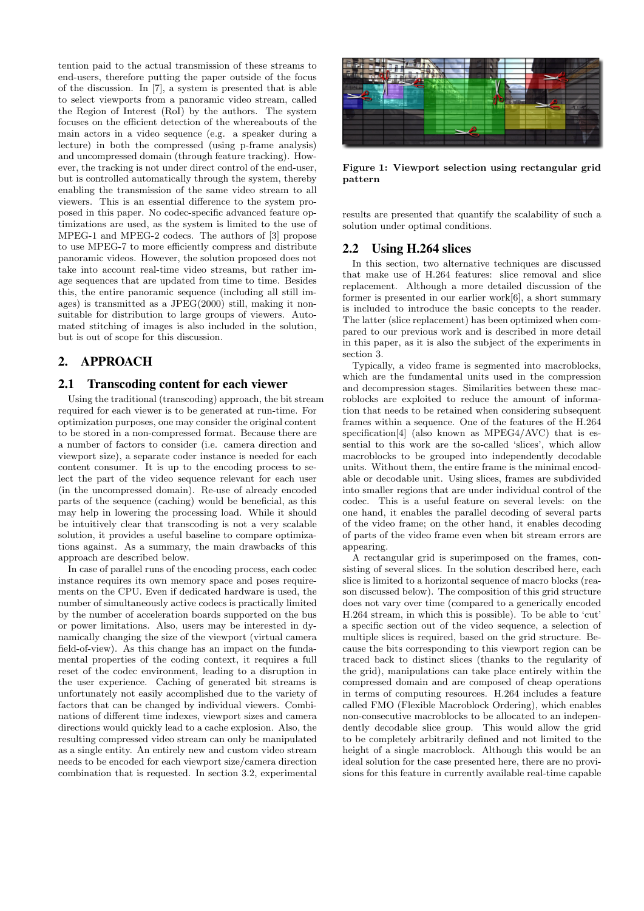tention paid to the actual transmission of these streams to end-users, therefore putting the paper outside of the focus of the discussion. In [7], a system is presented that is able to select viewports from a panoramic video stream, called the Region of Interest (RoI) by the authors. The system focuses on the efficient detection of the whereabouts of the main actors in a video sequence (e.g. a speaker during a lecture) in both the compressed (using p-frame analysis) and uncompressed domain (through feature tracking). However, the tracking is not under direct control of the end-user, but is controlled automatically through the system, thereby enabling the transmission of the same video stream to all viewers. This is an essential difference to the system proposed in this paper. No codec-specific advanced feature optimizations are used, as the system is limited to the use of MPEG-1 and MPEG-2 codecs. The authors of [3] propose to use MPEG-7 to more efficiently compress and distribute panoramic videos. However, the solution proposed does not take into account real-time video streams, but rather image sequences that are updated from time to time. Besides this, the entire panoramic sequence (including all still images) is transmitted as a JPEG(2000) still, making it non-suitable for distribution to large groups of viewers. Automated stitching of images is also included in the solution, but is out of scope for this discussion.

## 2. APPROACH

### 2.1 Transcoding content for each viewer

Using the traditional (transcoding) approach, the bit stream required for each viewer is to be generated at run-time. For optimization purposes, one may consider the original content to be stored in a non-compressed format. Because there are a number of factors to consider (i.e. camera direction and viewport size), a separate coder instance is needed for each content consumer. It is up to the encoding process to select the part of the video sequence relevant for each user (in the uncompressed domain). Re-use of already encoded parts of the sequence (caching) would be beneficial, as this may help in lowering the processing load. While it should be intuitively clear that transcoding is not a very scalable solution, it provides a useful baseline to compare optimizations against. As a summary, the main drawbacks of this approach are described below.

In case of parallel runs of the encoding process, each codec instance requires its own memory space and poses requirements on the CPU. Even if dedicated hardware is used, the number of simultaneously active codecs is practically limited by the number of acceleration boards supported on the bus or power limitations. Also, users may be interested in dynamically changing the size of the viewport (virtual camera field-of-view). As this change has an impact on the fundamental properties of the coding context, it requires a full reset of the codec environment, leading to a disruption in the user experience. Caching of generated bit streams is unfortunately not easily accomplished due to the variety of factors that can be changed by individual viewers. Combinations of different time indexes, viewport sizes and camera directions would quickly lead to a cache explosion. Also, the resulting compressed video stream can only be manipulated as a single entity. An entirely new and custom video stream needs to be encoded for each viewport size/camera direction combination that is requested. In section 3.2, experimental results are presented that quantify the scalability of such a solution under optimal conditions.

**Figure 1: Viewport selection using rectangular grid pattern**

### 2.2 Using H.264 slices

In this section, two alternative techniques are discussed that make use of H.264 features: slice removal and slice replacement. Although a more detailed discussion of the former is presented in our earlier work[6], a short summary is included to introduce the basic concepts to the reader. The latter (slice replacement) has been optimized when compared to our previous work and is described in more detail in this paper, as it is also the subject of the experiments in section 3.

Typically, a video frame is segmented into macroblocks, which are the fundamental units used in the compression and decompression stages. Similarities between these macroblocks are exploited to reduce the amount of information that needs to be retained when considering subsequent frames within a sequence. One of the features of the H.264 specification[4] (also known as MPEG4/AVC) that is essential to this work are the so-called 'slices', which allow macroblocks to be grouped into independently decodable units. Without them, the entire frame is the minimal encodable or decodable unit. Using slices, frames are subdivided into smaller regions that are under individual control of the codec. This is a useful feature on several levels: on the one hand, it enables the parallel decoding of several parts of the video frame; on the other hand, it enables decoding of parts of the video frame even when bit stream errors are appearing.

A rectangular grid is superimposed on the frames, consisting of several slices. In the solution described here, each slice is limited to a horizontal sequence of macro blocks (reason discussed below). The composition of this grid structure does not vary over time (compared to a generically encoded H.264 stream, in which this is possible). To be able to 'cut' a specific section out of the video sequence, a selection of multiple slices is required, based on the grid structure. Because the bits corresponding to this viewport region can be traced back to distinct slices (thanks to the regularity of the grid), manipulations can take place entirely within the compressed domain and are composed of cheap operations in terms of computing resources. H.264 includes a feature called FMO (Flexible Macroblock Ordering), which enables non-consecutive macroblocks to be allocated to an independently decodable slice group. This would allow the grid to be completely arbitrarily defined and not limited to the height of a single macroblock. Although this would be an ideal solution for the case presented here, there are no provisions for this feature in currently available real-time capable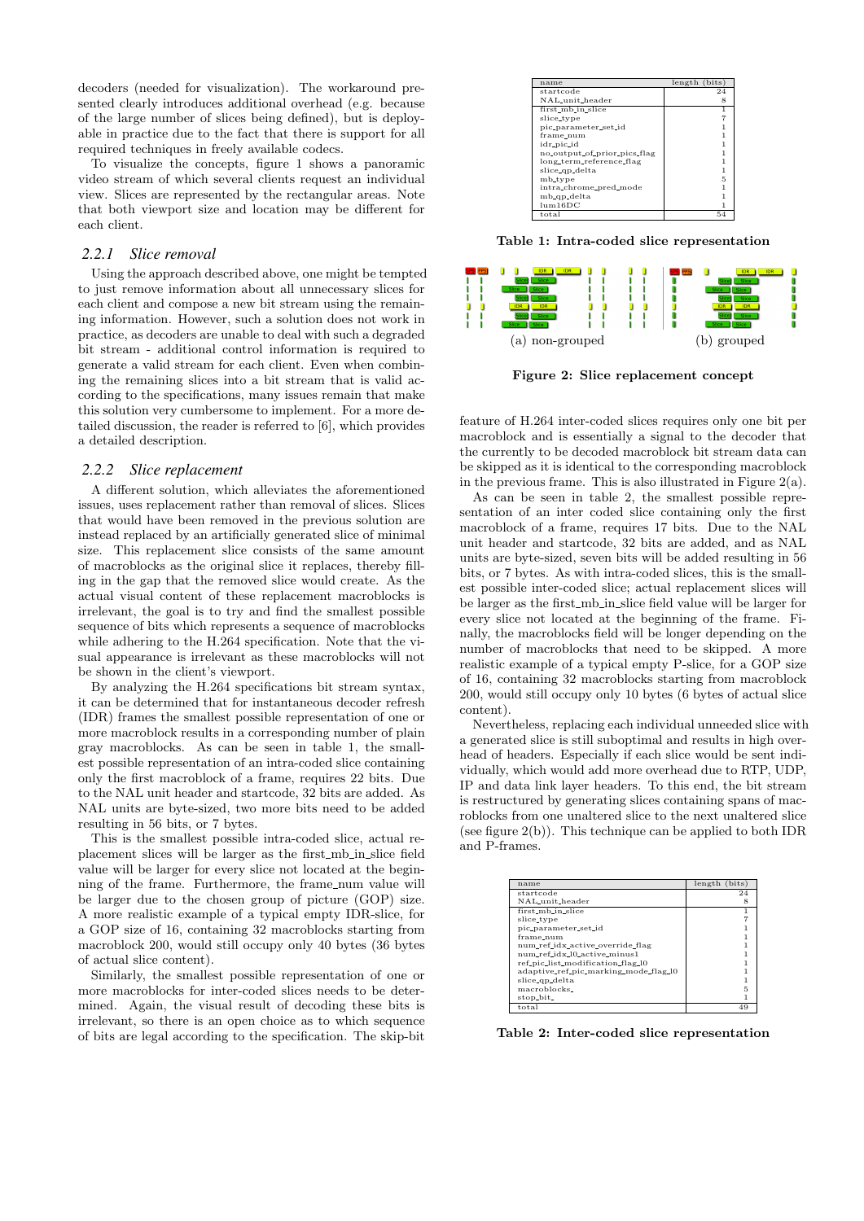decoders (needed for visualization). The workaround presented clearly introduces additional overhead (e.g. because of the large number of slices being defined), but is deployable in practice due to the fact that there is support for all required techniques in freely available codecs.

To visualize the concepts, figure 1 shows a panoramic video stream of which several clients request an individual view. Slices are represented by the rectangular areas. Note that both viewport size and location may be different for each client.

### 2.2.1 Slice removal

Using the approach described above, one might be tempted to just remove information about all unnecessary slices for each client and compose a new bit stream using the remaining information. However, such a solution does not work in practice, as decoders are unable to deal with such a degraded bit stream - additional control information is required to generate a valid stream for each client. Even when combining the remaining slices into a bit stream that is valid according to the specifications, many issues remain that make this solution very cumbersome to implement. For a more detailed discussion, the reader is referred to [6], which provides a detailed description.

### 2.2.2 Slice replacement

A different solution, which alleviates the aforementioned issues, uses replacement rather than removal of slices. Slices that would have been removed in the previous solution are instead replaced by an artificially generated slice of minimal size. This replacement slice consists of the same amount of macroblocks as the original slice it replaces, thereby filling in the gap that the removed slice would create. As the actual visual content of these replacement macroblocks is irrelevant, the goal is to try and find the smallest possible sequence of bits which represents a sequence of macroblocks while adhering to the H.264 specification. Note that the visual appearance is irrelevant as these macroblocks will not be shown in the client's viewport.

By analyzing the H.264 specifications bit stream syntax, it can be determined that for instantaneous decoder refresh (IDR) frames the smallest possible representation of one or more macroblock results in a corresponding number of plain gray macroblocks. As can be seen in table 1, the smallest possible representation of an intra-coded slice containing only the first macroblock of a frame, requires 22 bits. Due to the NAL unit header and startcode, 32 bits are added. As NAL units are byte-sized, two more bits need to be added resulting in 56 bits, or 7 bytes.

This is the smallest possible intra-coded slice, actual replacement slices will be larger as the first_mb_in_slice field value will be larger for every slice not located at the beginning of the frame. Furthermore, the frame_num value will be larger due to the chosen group of picture (GOP) size. A more realistic example of a typical empty IDR-slice, for a GOP size of 16, containing 32 macroblocks starting from macroblock 200, would still occupy only 40 bytes (36 bytes of actual slice content).

Similarly, the smallest possible representation of one or more macroblocks for inter-coded slices needs to be determined. Again, the visual result of decoding these bits is irrelevant, so there is an open choice as to which sequence of bits are legal according to the specification. The skip-bit feature of H.264 inter-coded slices requires only one bit per macroblock and is essentially a signal to the decoder that the currently to be decoded macroblock bit stream data can be skipped as it is identical to the corresponding macroblock in the previous frame. This is also illustrated in Figure 2(a).

As can be seen in table 2, the smallest possible representation of an inter coded slice containing only the first macroblock of a frame, requires 17 bits. Due to the NAL unit header and startcode, 32 bits are added, and as NAL units are byte-sized, seven bits will be added resulting in 56 bits, or 7 bytes. As with intra-coded slices, this is the smallest possible inter-coded slice; actual replacement slices will be larger as the first_mb_in_slice field value will be larger for every slice not located at the beginning of the frame. Finally, the macroblocks field will be longer depending on the number of macroblocks that need to be skipped. A more realistic example of a typical empty P-slice, for a GOP size of 16, containing 32 macroblocks starting from macroblock 200, would still occupy only 10 bytes (6 bytes of actual slice content).

Nevertheless, replacing each individual unneeded slice with a generated slice is still suboptimal and results in high overhead of headers. Especially if each slice would be sent individually, which would add more overhead due to RTP, UDP, IP and data link layer headers. To this end, the bit stream is restructured by generating slices containing spans of macroblocks from one unaltered slice to the next unaltered slice (see figure 2(b)). This technique can be applied to both IDR and P-frames.

| name | length (bits) |
|---|---|
| startcode | 24 |
| NAL_unit_header | 8 |
| first_mb_in_slice | 1 |
| slice_type | 7 |
| pic_parameter_set_id | 1 |
| frame_num | 1 |
| idr_pic_id | 1 |
| no_output_of_prior_pics_flag | 1 |
| long_term_reference_flag | 1 |
| slice_qp_delta | 1 |
| mb_type | 5 |
| intra_chrome_pred_mode | 1 |
| mb_qp_delta | 1 |
| lum16DC | 1 |
| total | 54 |

**Table 1: Intra-coded slice representation**

(a) non-grouped (b) grouped

**Figure 2: Slice replacement concept**

| name | length (bits) |
|---|---|
| startcode | 24 |
| NAL_unit_header | 8 |
| first_mb_in_slice | 1 |
| slice_type | 7 |
| pic_parameter_set_id | 1 |
| frame_num | 1 |
| num_ref_idx_active_override_flag | 1 |
| num_ref_idx_l0_active_minus1 | 1 |
| ref_pic_list_modification_flag_l0 | 1 |
| adaptive_ref_pic_marking_mode_flag_l0 | 1 |
| slice_qp_delta | 1 |
| macroblocks_ | 5 |
| stop_bit_ | 1 |
| total | 49 |

**Table 2: Inter-coded slice representation**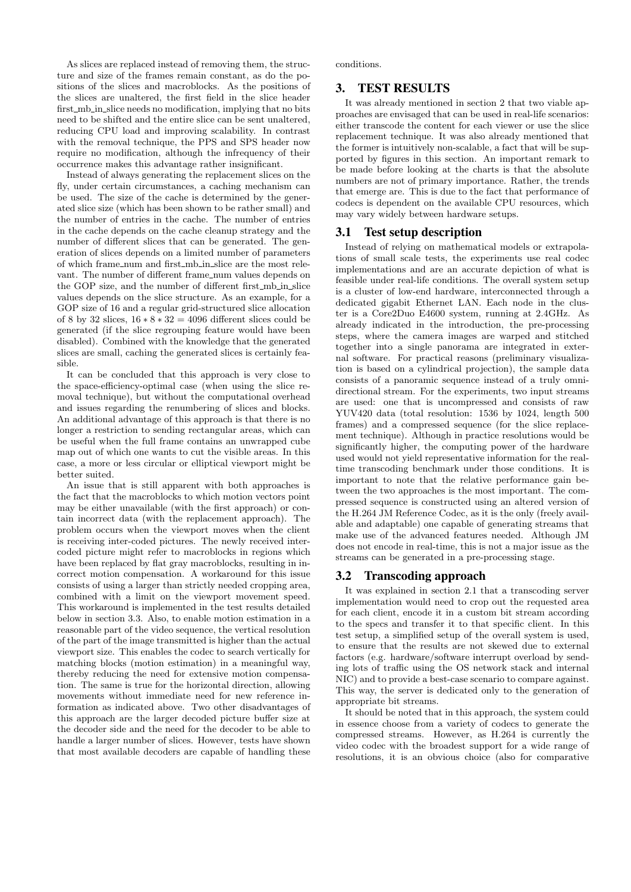As slices are replaced instead of removing them, the structure and size of the frames remain constant, as do the positions of the slices and macroblocks. As the positions of the slices are unaltered, the first field in the slice header first_mb_in_slice needs no modification, implying that no bits need to be shifted and the entire slice can be sent unaltered, reducing CPU load and improving scalability. In contrast with the removal technique, the PPS and SPS header now require no modification, although the infrequency of their occurrence makes this advantage rather insignificant.

Instead of always generating the replacement slices on the fly, under certain circumstances, a caching mechanism can be used. The size of the cache is determined by the generated slice size (which has been shown to be rather small) and the number of entries in the cache. The number of entries in the cache depends on the cache cleanup strategy and the number of different slices that can be generated. The generation of slices depends on a limited number of parameters of which frame_num and first_mb_in_slice are the most relevant. The number of different frame_num values depends on the GOP size, and the number of different first_mb_in_slice values depends on the slice structure. As an example, for a GOP size of 16 and a regular grid-structured slice allocation of 8 by 32 slices, $16 * 8 * 32 = 4096$ different slices could be generated (if the slice regrouping feature would have been disabled). Combined with the knowledge that the generated slices are small, caching the generated slices is certainly feasible.

It can be concluded that this approach is very close to the space-efficiency-optimal case (when using the slice removal technique), but without the computational overhead and issues regarding the renumbering of slices and blocks. An additional advantage of this approach is that there is no longer a restriction to sending rectangular areas, which can be useful when the full frame contains an unwrapped cube map out of which one wants to cut the visible areas. In this case, a more or less circular or elliptical viewport might be better suited.

An issue that is still apparent with both approaches is the fact that the macroblocks to which motion vectors point may be either unavailable (with the first approach) or contain incorrect data (with the replacement approach). The problem occurs when the viewport moves when the client is receiving inter-coded pictures. The newly received inter-coded picture might refer to macroblocks in regions which have been replaced by flat gray macroblocks, resulting in incorrect motion compensation. A workaround for this issue consists of using a larger than strictly needed cropping area, combined with a limit on the viewport movement speed. This workaround is implemented in the test results detailed below in section 3.3. Also, to enable motion estimation in a reasonable part of the video sequence, the vertical resolution of the part of the image transmitted is higher than the actual viewport size. This enables the codec to search vertically for matching blocks (motion estimation) in a meaningful way, thereby reducing the need for extensive motion compensation. The same is true for the horizontal direction, allowing movements without immediate need for new reference information as indicated above. Two other disadvantages of this approach are the larger decoded picture buffer size at the decoder side and the need for the decoder to be able to handle a larger number of slices. However, tests have shown that most available decoders are capable of handling these conditions.

## 3. TEST RESULTS

It was already mentioned in section 2 that two viable approaches are envisaged that can be used in real-life scenarios: either transcode the content for each viewer or use the slice replacement technique. It was also already mentioned that the former is intuitively non-scalable, a fact that will be supported by figures in this section. An important remark to be made before looking at the charts is that the absolute numbers are not of primary importance. Rather, the trends that emerge are. This is due to the fact that performance of codecs is dependent on the available CPU resources, which may vary widely between hardware setups.

### 3.1 Test setup description

Instead of relying on mathematical models or extrapolations of small scale tests, the experiments use real codec implementations and are an accurate depiction of what is feasible under real-life conditions. The overall system setup is a cluster of low-end hardware, interconnected through a dedicated gigabit Ethernet LAN. Each node in the cluster is a Core2Duo E4600 system, running at 2.4GHz. As already indicated in the introduction, the pre-processing steps, where the camera images are warped and stitched together into a single panorama are integrated in external software. For practical reasons (preliminary visualization is based on a cylindrical projection), the sample data consists of a panoramic sequence instead of a truly omni-directional stream. For the experiments, two input streams are used: one that is uncompressed and consists of raw YUV420 data (total resolution: 1536 by 1024, length 500 frames) and a compressed sequence (for the slice replacement technique). Although in practice resolutions would be significantly higher, the computing power of the hardware used would not yield representative information for the real-time transcoding benchmark under those conditions. It is important to note that the relative performance gain between the two approaches is the most important. The compressed sequence is constructed using an altered version of the H.264 JM Reference Codec, as it is the only (freely available and adaptable) one capable of generating streams that make use of the advanced features needed. Although JM does not encode in real-time, this is not a major issue as the streams can be generated in a pre-processing stage.

### 3.2 Transcoding approach

It was explained in section 2.1 that a transcoding server implementation would need to crop out the requested area for each client, encode it in a custom bit stream according to the specs and transfer it to that specific client. In this test setup, a simplified setup of the overall system is used, to ensure that the results are not skewed due to external factors (e.g. hardware/software interrupt overload by sending lots of traffic using the OS network stack and internal NIC) and to provide a best-case scenario to compare against. This way, the server is dedicated only to the generation of appropriate bit streams.

It should be noted that in this approach, the system could in essence choose from a variety of codecs to generate the compressed streams. However, as H.264 is currently the video codec with the broadest support for a wide range of resolutions, it is an obvious choice (also for comparative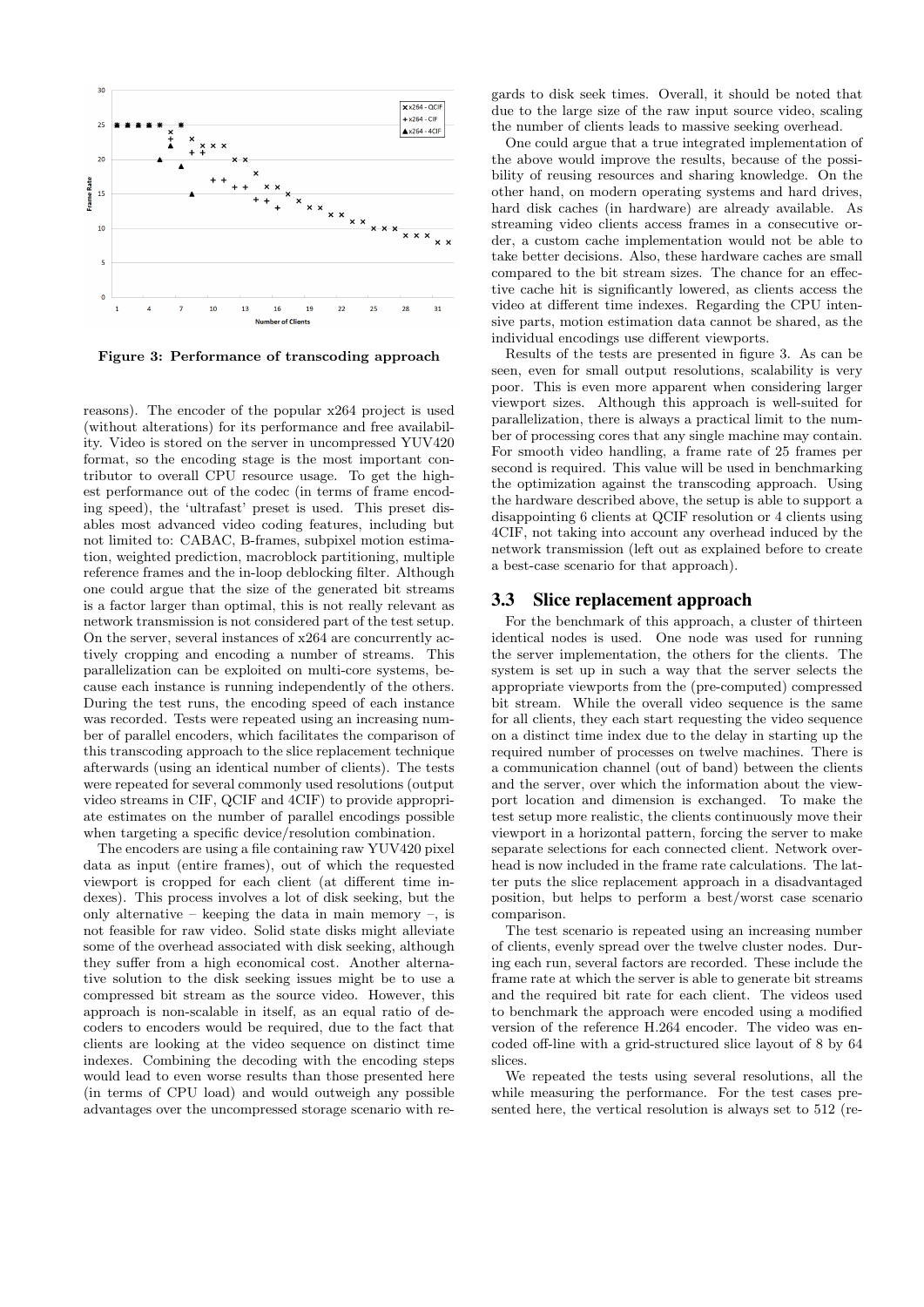Figure 3: Performance of transcoding approach

reasons). The encoder of the popular x264 project is used (without alterations) for its performance and free availability. Video is stored on the server in uncompressed YUV420 format, so the encoding stage is the most important contributor to overall CPU resource usage. To get the highest performance out of the codec (in terms of frame encoding speed), the 'ultrafast' preset is used. This preset disables most advanced video coding features, including but not limited to: CABAC, B-frames, subpixel motion estimation, weighted prediction, macroblock partitioning, multiple reference frames and the in-loop deblocking filter. Although one could argue that the size of the generated bit streams is a factor larger than optimal, this is not really relevant as network transmission is not considered part of the test setup. On the server, several instances of x264 are concurrently actively cropping and encoding a number of streams. This parallelization can be exploited on multi-core systems, because each instance is running independently of the others. During the test runs, the encoding speed of each instance was recorded. Tests were repeated using an increasing number of parallel encoders, which facilitates the comparison of this transcoding approach to the slice replacement technique afterwards (using an identical number of clients). The tests were repeated for several commonly used resolutions (output video streams in CIF, QCIF and 4CIF) to provide appropriate estimates on the number of parallel encodings possible when targeting a specific device/resolution combination.

The encoders are using a file containing raw YUV420 pixel data as input (entire frames), out of which the requested viewport is cropped for each client (at different time indexes). This process involves a lot of disk seeking, but the only alternative – keeping the data in main memory –, is not feasible for raw video. Solid state disks might alleviate some of the overhead associated with disk seeking, although they suffer from a high economical cost. Another alternative solution to the disk seeking issues might be to use a compressed bit stream as the source video. However, this approach is non-scalable in itself, as an equal ratio of decoders to encoders would be required, due to the fact that clients are looking at the video sequence on distinct time indexes. Combining the decoding with the encoding steps would lead to even worse results than those presented here (in terms of CPU load) and would outweigh any possible advantages over the uncompressed storage scenario with regards to disk seek times. Overall, it should be noted that due to the large size of the raw input source video, scaling the number of clients leads to massive seeking overhead.

One could argue that a true integrated implementation of the above would improve the results, because of the possibility of reusing resources and sharing knowledge. On the other hand, on modern operating systems and hard drives, hard disk caches (in hardware) are already available. As streaming video clients access frames in a consecutive order, a custom cache implementation would not be able to take better decisions. Also, these hardware caches are small compared to the bit stream sizes. The chance for an effective cache hit is significantly lowered, as clients access the video at different time indexes. Regarding the CPU intensive parts, motion estimation data cannot be shared, as the individual encodings use different viewports.

Results of the tests are presented in figure 3. As can be seen, even for small output resolutions, scalability is very poor. This is even more apparent when considering larger viewport sizes. Although this approach is well-suited for parallelization, there is always a practical limit to the number of processing cores that any single machine may contain. For smooth video handling, a frame rate of 25 frames per second is required. This value will be used in benchmarking the optimization against the transcoding approach. Using the hardware described above, the setup is able to support a disappointing 6 clients at QCIF resolution or 4 clients using 4CIF, not taking into account any overhead induced by the network transmission (left out as explained before to create a best-case scenario for that approach).

## 3.3 Slice replacement approach

For the benchmark of this approach, a cluster of thirteen identical nodes is used. One node was used for running the server implementation, the others for the clients. The system is set up in such a way that the server selects the appropriate viewports from the (pre-computed) compressed bit stream. While the overall video sequence is the same for all clients, they each start requesting the video sequence on a distinct time index due to the delay in starting up the required number of processes on twelve machines. There is a communication channel (out of band) between the clients and the server, over which the information about the viewport location and dimension is exchanged. To make the test setup more realistic, the clients continuously move their viewport in a horizontal pattern, forcing the server to make separate selections for each connected client. Network overhead is now included in the frame rate calculations. The latter puts the slice replacement approach in a disadvantaged position, but helps to perform a best/worst case scenario comparison.

The test scenario is repeated using an increasing number of clients, evenly spread over the twelve cluster nodes. During each run, several factors are recorded. These include the frame rate at which the server is able to generate bit streams and the required bit rate for each client. The videos used to benchmark the approach were encoded using a modified version of the reference H.264 encoder. The video was encoded off-line with a grid-structured slice layout of 8 by 64 slices.

We repeated the tests using several resolutions, all the while measuring the performance. For the test cases presented here, the vertical resolution is always set to 512 (re-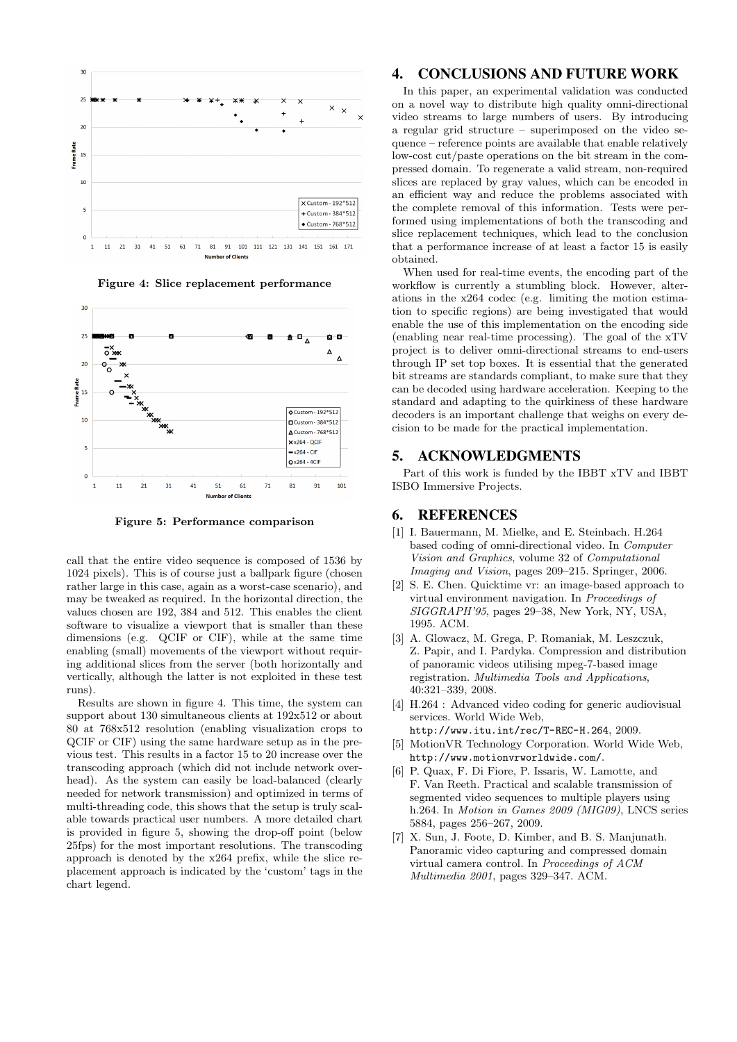30
25
20
15
10
5
0
Frame Rate
1 11 21 31 41 51 61 71 81 91 101 111 121 131 141 151 161 171
Number of Clients
Custom - 192*512
Custom - 384*512
Custom - 768*512

Figure 4: Slice replacement performance

30
25
20
15
10
5
0
Frame Rate
1 11 21 31 41 51 61 71 81 91 101
Number of Clients
Custom - 192*512
Custom - 384*512
Custom - 768*512
x264 - QCIF
x264 - CIF
x264 - 4CIF

Figure 5: Performance comparison

call that the entire video sequence is composed of 1536 by 1024 pixels). This is of course just a ballpark figure (chosen rather large in this case, again as a worst-case scenario), and may be tweaked as required. In the horizontal direction, the values chosen are 192, 384 and 512. This enables the client software to visualize a viewport that is smaller than these dimensions (e.g. QCIF or CIF), while at the same time enabling (small) movements of the viewport without requiring additional slices from the server (both horizontally and vertically, although the latter is not exploited in these test runs).

Results are shown in figure 4. This time, the system can support about 130 simultaneous clients at 192x512 or about 80 at 768x512 resolution (enabling visualization crops to QCIF or CIF) using the same hardware setup as in the previous test. This results in a factor 15 to 20 increase over the transcoding approach (which did not include network overhead). As the system can easily be load-balanced (clearly needed for network transmission) and optimized in terms of multi-threading code, this shows that the setup is truly scalable towards practical user numbers. A more detailed chart is provided in figure 5, showing the drop-off point (below 25fps) for the most important resolutions. The transcoding approach is denoted by the x264 prefix, while the slice replacement approach is indicated by the 'custom' tags in the chart legend.

## 4. CONCLUSIONS AND FUTURE WORK

In this paper, an experimental validation was conducted on a novel way to distribute high quality omni-directional video streams to large numbers of users. By introducing a regular grid structure – superimposed on the video sequence – reference points are available that enable relatively low-cost cut/paste operations on the bit stream in the compressed domain. To regenerate a valid stream, non-required slices are replaced by gray values, which can be encoded in an efficient way and reduce the problems associated with the complete removal of this information. Tests were performed using implementations of both the transcoding and slice replacement techniques, which lead to the conclusion that a performance increase of at least a factor 15 is easily obtained.

When used for real-time events, the encoding part of the workflow is currently a stumbling block. However, alterations in the x264 codec (e.g. limiting the motion estimation to specific regions) are being investigated that would enable the use of this implementation on the encoding side (enabling near real-time processing). The goal of the xTV project is to deliver omni-directional streams to end-users through IP set top boxes. It is essential that the generated bit streams are standards compliant, to make sure that they can be decoded using hardware acceleration. Keeping to the standard and adapting to the quirkiness of these hardware decoders is an important challenge that weighs on every decision to be made for the practical implementation.

## 5. ACKNOWLEDGMENTS

Part of this work is funded by the IBBT xTV and IBBT ISBO Immersive Projects.

## 6. REFERENCES

[1] I. Bauermann, M. Mielke, and E. Steinbach. H.264 based coding of omni-directional video. In *Computer Vision and Graphics*, volume 32 of *Computational Imaging and Vision*, pages 209–215. Springer, 2006.

[2] S. E. Chen. Quicktime vr: an image-based approach to virtual environment navigation. In *Proceedings of SIGGRAPH'95*, pages 29–38, New York, NY, USA, 1995. ACM.

[3] A. Glowacz, M. Grega, P. Romaniak, M. Leszczuk, Z. Papir, and I. Pardyka. Compression and distribution of panoramic videos utilising mpeg-7-based image registration. *Multimedia Tools and Applications*, 40:321–339, 2008.

[4] H.264 : Advanced video coding for generic audiovisual services. World Wide Web, `http://www.itu.int/rec/T-REC-H.264`, 2009.

[5] MotionVR Technology Corporation. World Wide Web, `http://www.motionvrworldwide.com/`.

[6] P. Quax, F. Di Fiore, P. Issaris, W. Lamotte, and F. Van Reeth. Practical and scalable transmission of segmented video sequences to multiple players using h.264. In *Motion in Games 2009 (MIG09)*, LNCS series 5884, pages 256–267, 2009.

[7] X. Sun, J. Foote, D. Kimber, and B. S. Manjunath. Panoramic video capturing and compressed domain virtual camera control. In *Proceedings of ACM Multimedia 2001*, pages 329–347. ACM.